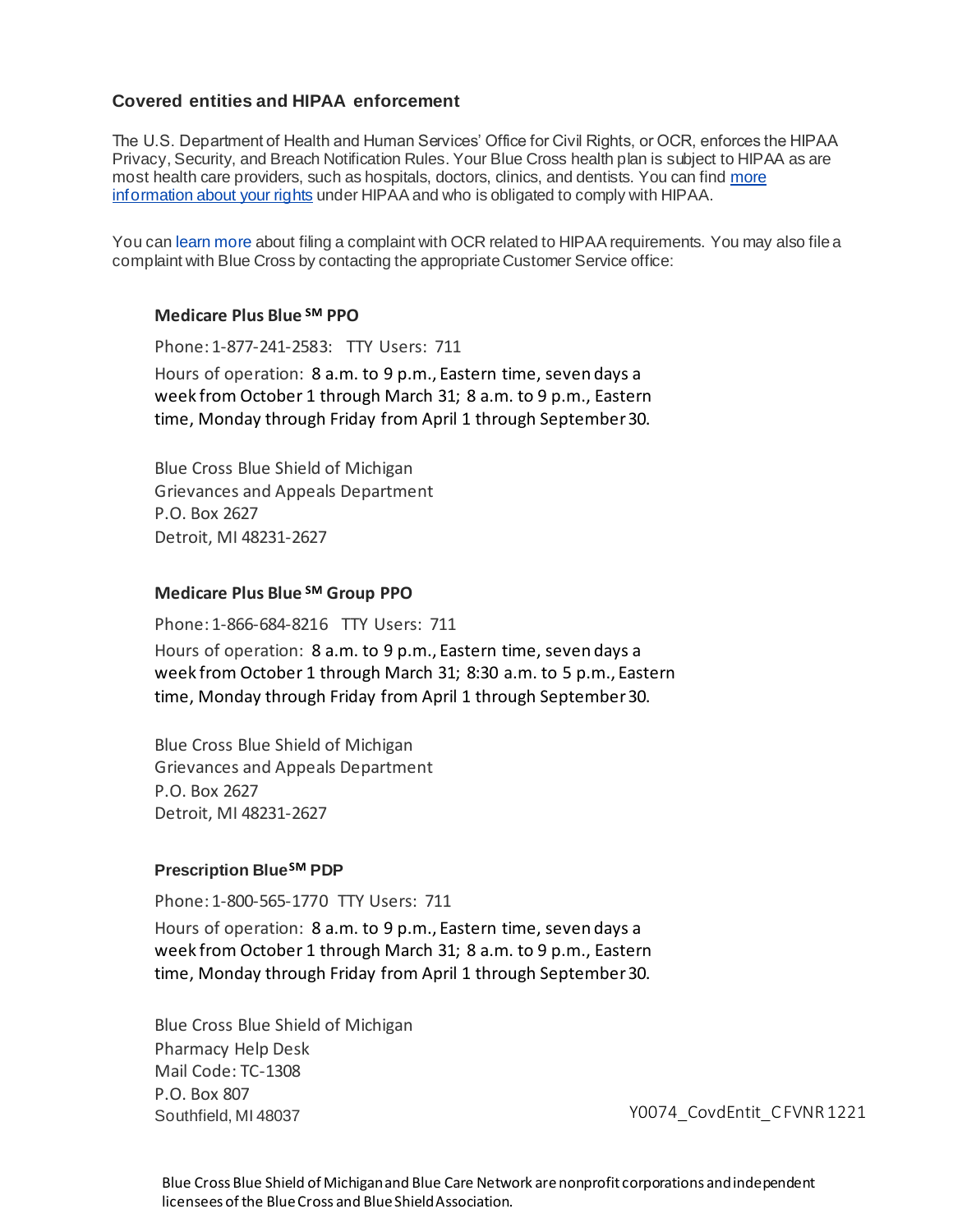## Covered entities and HIPAA enforcement

The U.S. Department of Health and Human Services' Office for Civil Rights, or OCR, enforces the HIPAA Privacy, Security, and Breach Notification Rules. Your Blue Cross health plan is subject to HIPAA as are most health care providers, such as hospitals, doctors, clinics, and dentists. You can find more information about your rights under HIPAA and who is obligated to comply with HIPAA.

You can learn more about filing a complaint with OCR related to HIPAA requirements. You may also file a complaint with Blue Cross by contacting the appropriate Customer Service office:

### Medicare Plus Blue SM PPO

Phone: 1-877-241-2583: TTY Users: 711

Hours of operation: 8 a.m. to 9 p.m., Eastern time, seven days a week from October 1 through March 31; 8 a.m. to 9 p.m., Eastern time, Monday through Friday from April 1 through September 30.

Blue Cross Blue Shield of Michigan
Grievances and Appeals Department
P.O. Box 2627
Detroit, MI 48231-2627

### Medicare Plus Blue SM Group PPO

Phone: 1-866-684-8216 TTY Users: 711

Hours of operation: 8 a.m. to 9 p.m., Eastern time, seven days a week from October 1 through March 31; 8:30 a.m. to 5 p.m., Eastern time, Monday through Friday from April 1 through September 30.

Blue Cross Blue Shield of Michigan
Grievances and Appeals Department
P.O. Box 2627
Detroit, MI 48231-2627

### Prescription BlueSM PDP

Phone: 1-800-565-1770 TTY Users: 711

Hours of operation: 8 a.m. to 9 p.m., Eastern time, seven days a week from October 1 through March 31; 8 a.m. to 9 p.m., Eastern time, Monday through Friday from April 1 through September 30.

Blue Cross Blue Shield of Michigan
Pharmacy Help Desk
Mail Code: TC-1308
P.O. Box 807
Southfield, MI 48037

Y0074_CovdEntit_CFVNR 1221

Blue Cross Blue Shield of Michigan and Blue Care Network are nonprofit corporations and independent licensees of the Blue Cross and Blue Shield Association.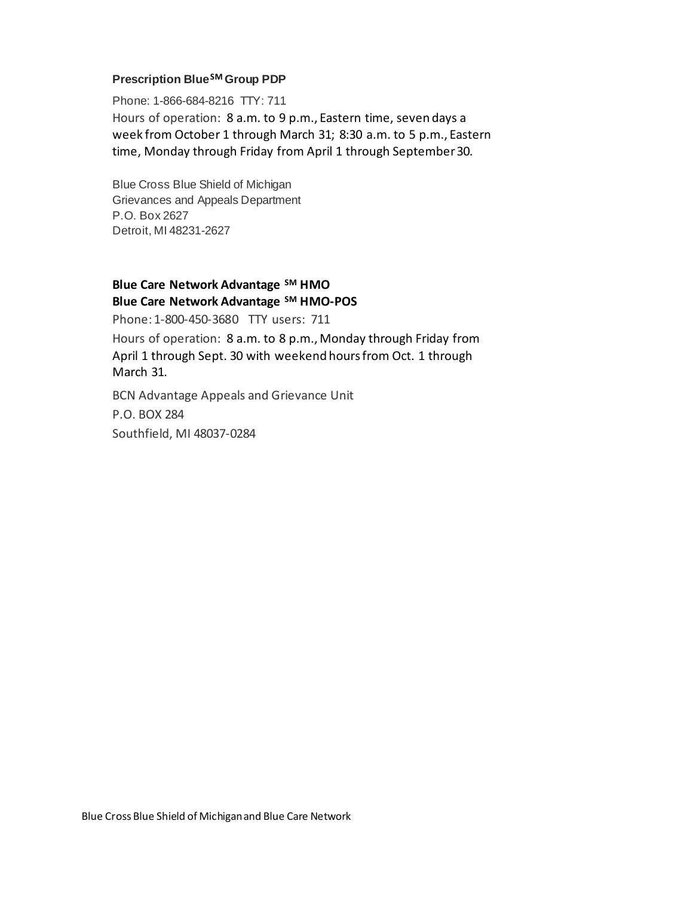**Prescription Blue℠ Group PDP**

Phone: 1-866-684-8216 TTY: 711

Hours of operation: 8 a.m. to 9 p.m., Eastern time, seven days a week from October 1 through March 31; 8:30 a.m. to 5 p.m., Eastern time, Monday through Friday from April 1 through September 30.

Blue Cross Blue Shield of Michigan
Grievances and Appeals Department
P.O. Box 2627
Detroit, MI 48231-2627

**Blue Care Network Advantage ℠ HMO**
**Blue Care Network Advantage ℠ HMO-POS**

Phone: 1-800-450-3680 TTY users: 711

Hours of operation: 8 a.m. to 8 p.m., Monday through Friday from April 1 through Sept. 30 with weekend hours from Oct. 1 through March 31.

BCN Advantage Appeals and Grievance Unit
P.O. BOX 284
Southfield, MI 48037-0284